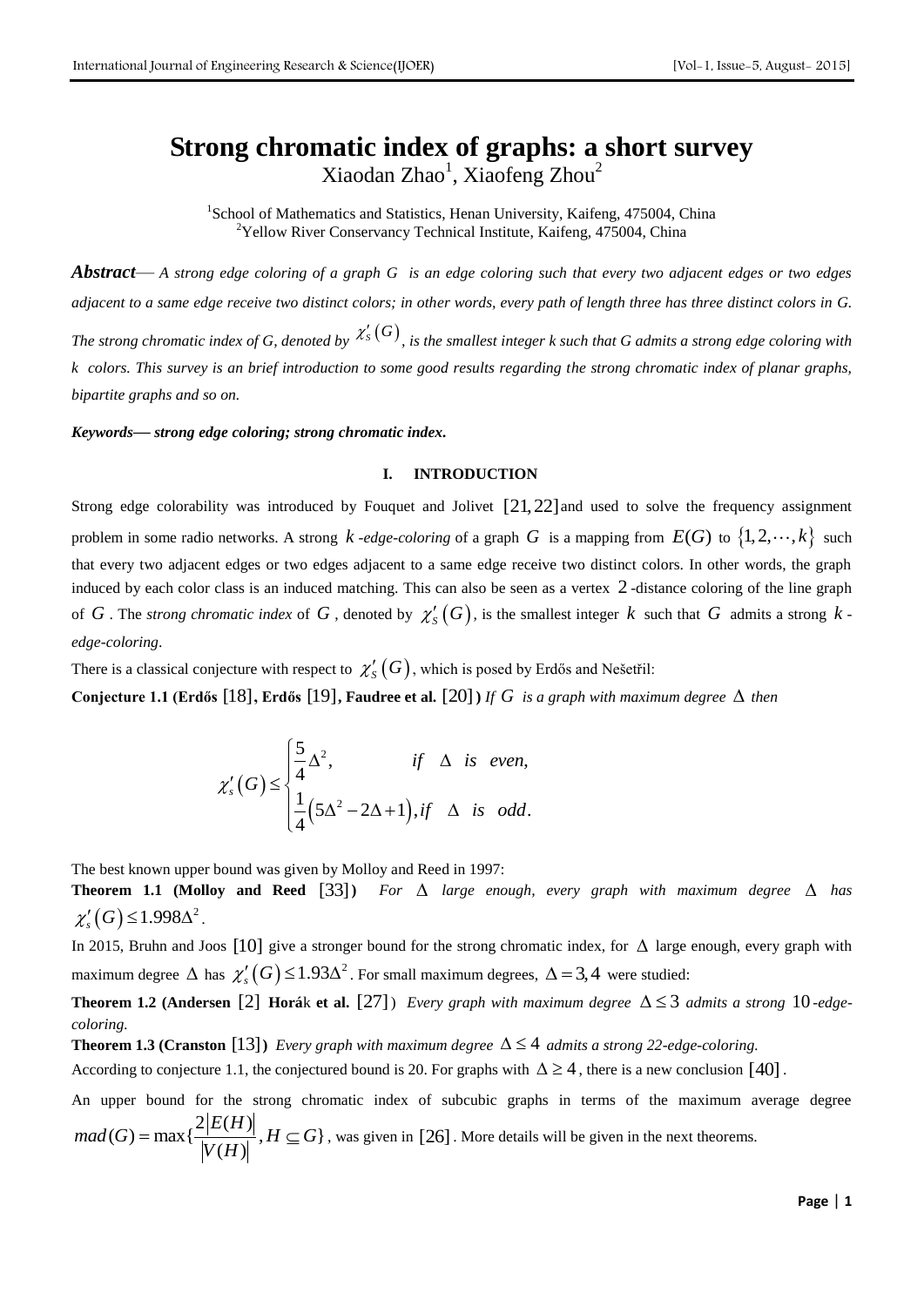# Strong chromatic index of graphs: a short survey

Xiaodan Zhao[1], Xiaofeng Zhou[2]

[1]School of Mathematics and Statistics, Henan University, Kaifeng, 475004, China
[2]Yellow River Conservancy Technical Institute, Kaifeng, 475004, China

***Abstract*** — *A strong edge coloring of a graph G is an edge coloring such that every two adjacent edges or two edges adjacent to a same edge receive two distinct colors; in other words, every path of length three has three distinct colors in G. The strong chromatic index of G, denoted by $\chi'_s(G)$, is the smallest integer k such that G admits a strong edge coloring with k colors. This survey is an brief introduction to some good results regarding the strong chromatic index of planar graphs, bipartite graphs and so on.*

***Keywords— strong edge coloring; strong chromatic index.***

## I. INTRODUCTION

Strong edge colorability was introduced by Fouquet and Jolivet [21,22] and used to solve the frequency assignment problem in some radio networks. A strong $k$*-edge-coloring* of a graph $G$ is a mapping from $E(G)$ to $\{1,2,\cdots,k\}$ such that every two adjacent edges or two edges adjacent to a same edge receive two distinct colors. In other words, the graph induced by each color class is an induced matching. This can also be seen as a vertex 2-distance coloring of the line graph of $G$. The *strong chromatic index* of $G$, denoted by $\chi'_s(G)$, is the smallest integer $k$ such that $G$ admits a strong $k$-*edge-coloring*.

There is a classical conjecture with respect to $\chi'_s(G)$, which is posed by Erdős and Nešetřil:

**Conjecture 1.1 (Erdős [18], Erdős [19], Faudree et al. [20])** *If $G$ is a graph with maximum degree $\Delta$ then*

$$\chi'_s(G) \leq \begin{cases} \frac{5}{4}\Delta^2, & if \quad \Delta \quad is \quad even, \\ \frac{1}{4}\left(5\Delta^2 - 2\Delta + 1\right), & if \quad \Delta \quad is \quad odd. \end{cases}$$

The best known upper bound was given by Molloy and Reed in 1997:

**Theorem 1.1 (Molloy and Reed [33])** *For $\Delta$ large enough, every graph with maximum degree $\Delta$ has* $\chi'_s(G) \leq 1.998\Delta^2$.

In 2015, Bruhn and Joos [10] give a stronger bound for the strong chromatic index, for $\Delta$ large enough, every graph with maximum degree $\Delta$ has $\chi'_s(G) \leq 1.93\Delta^2$. For small maximum degrees, $\Delta = 3,4$ were studied:

**Theorem 1.2 (Andersen [2] Horák et al. [27])** *Every graph with maximum degree $\Delta \leq 3$ admits a strong 10-edge-coloring.*

**Theorem 1.3 (Cranston [13])** *Every graph with maximum degree $\Delta \leq 4$ admits a strong 22-edge-coloring.*

According to conjecture 1.1, the conjectured bound is 20. For graphs with $\Delta \geq 4$, there is a new conclusion [40].

An upper bound for the strong chromatic index of subcubic graphs in terms of the maximum average degree $mad(G) = \max\{\frac{2|E(H)|}{|V(H)|}, H \subseteq G\}$, was given in [26]. More details will be given in the next theorems.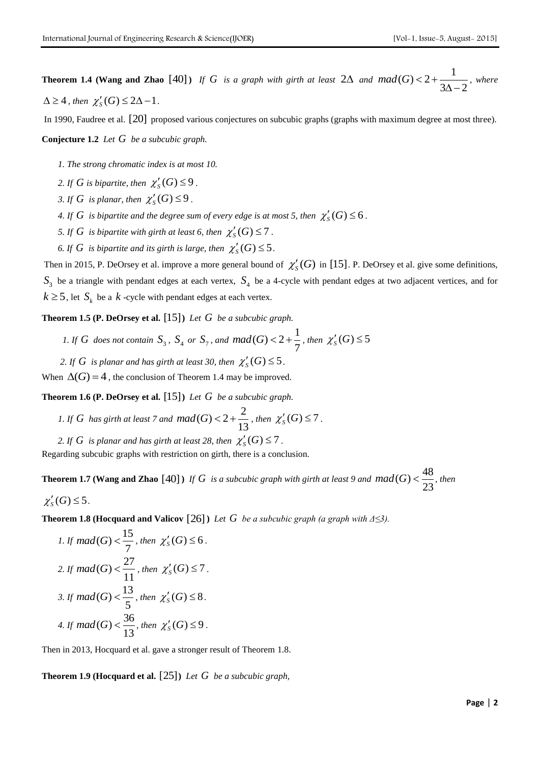**Theorem 1.4 (Wang and Zhao [40])** *If $G$ is a graph with girth at least $2\Delta$ and $mad(G) < 2 + \frac{1}{3\Delta - 2}$, where $\Delta \geq 4$, then $\chi'_S(G) \leq 2\Delta - 1$.*

In 1990, Faudree et al. [20] proposed various conjectures on subcubic graphs (graphs with maximum degree at most three).

**Conjecture 1.2** *Let $G$ be a subcubic graph.*

1. *The strong chromatic index is at most 10.*
2. *If $G$ is bipartite, then $\chi'_S(G) \leq 9$.*
3. *If $G$ is planar, then $\chi'_S(G) \leq 9$.*
4. *If $G$ is bipartite and the degree sum of every edge is at most 5, then $\chi'_S(G) \leq 6$.*
5. *If $G$ is bipartite with girth at least 6, then $\chi'_S(G) \leq 7$.*
6. *If $G$ is bipartite and its girth is large, then $\chi'_S(G) \leq 5$.*

Then in 2015, P. DeOrsey et al. improve a more general bound of $\chi'_S(G)$ in [15]. P. DeOrsey et al. give some definitions, $S_3$ be a triangle with pendant edges at each vertex, $S_4$ be a 4-cycle with pendant edges at two adjacent vertices, and for $k \geq 5$, let $S_k$ be a $k$-cycle with pendant edges at each vertex.

**Theorem 1.5 (P. DeOrsey et al. [15])** *Let $G$ be a subcubic graph.*

1. *If $G$ does not contain $S_3$, $S_4$ or $S_7$, and $mad(G) < 2 + \frac{1}{7}$, then $\chi'_S(G) \leq 5$*
2. *If $G$ is planar and has girth at least 30, then $\chi'_S(G) \leq 5$.*

When $\Delta(G) = 4$, the conclusion of Theorem 1.4 may be improved.

**Theorem 1.6 (P. DeOrsey et al. [15])** *Let $G$ be a subcubic graph.*

1. *If $G$ has girth at least 7 and $mad(G) < 2 + \frac{2}{13}$, then $\chi'_S(G) \leq 7$.*
2. *If $G$ is planar and has girth at least 28, then $\chi'_S(G) \leq 7$.*

Regarding subcubic graphs with restriction on girth, there is a conclusion.

**Theorem 1.7 (Wang and Zhao [40])** *If $G$ is a subcubic graph with girth at least 9 and $mad(G) < \frac{48}{23}$, then $\chi'_S(G) \leq 5$.*

**Theorem 1.8 (Hocquard and Valicov [26])** *Let $G$ be a subcubic graph (a graph with $\Delta \leq 3$).*

1. *If $mad(G) < \frac{15}{7}$, then $\chi'_S(G) \leq 6$.*
2. *If $mad(G) < \frac{27}{11}$, then $\chi'_S(G) \leq 7$.*
3. *If $mad(G) < \frac{13}{5}$, then $\chi'_S(G) \leq 8$.*
4. *If $mad(G) < \frac{36}{13}$, then $\chi'_S(G) \leq 9$.*

Then in 2013, Hocquard et al. gave a stronger result of Theorem 1.8.

**Theorem 1.9 (Hocquard et al. [25])** *Let $G$ be a subcubic graph,*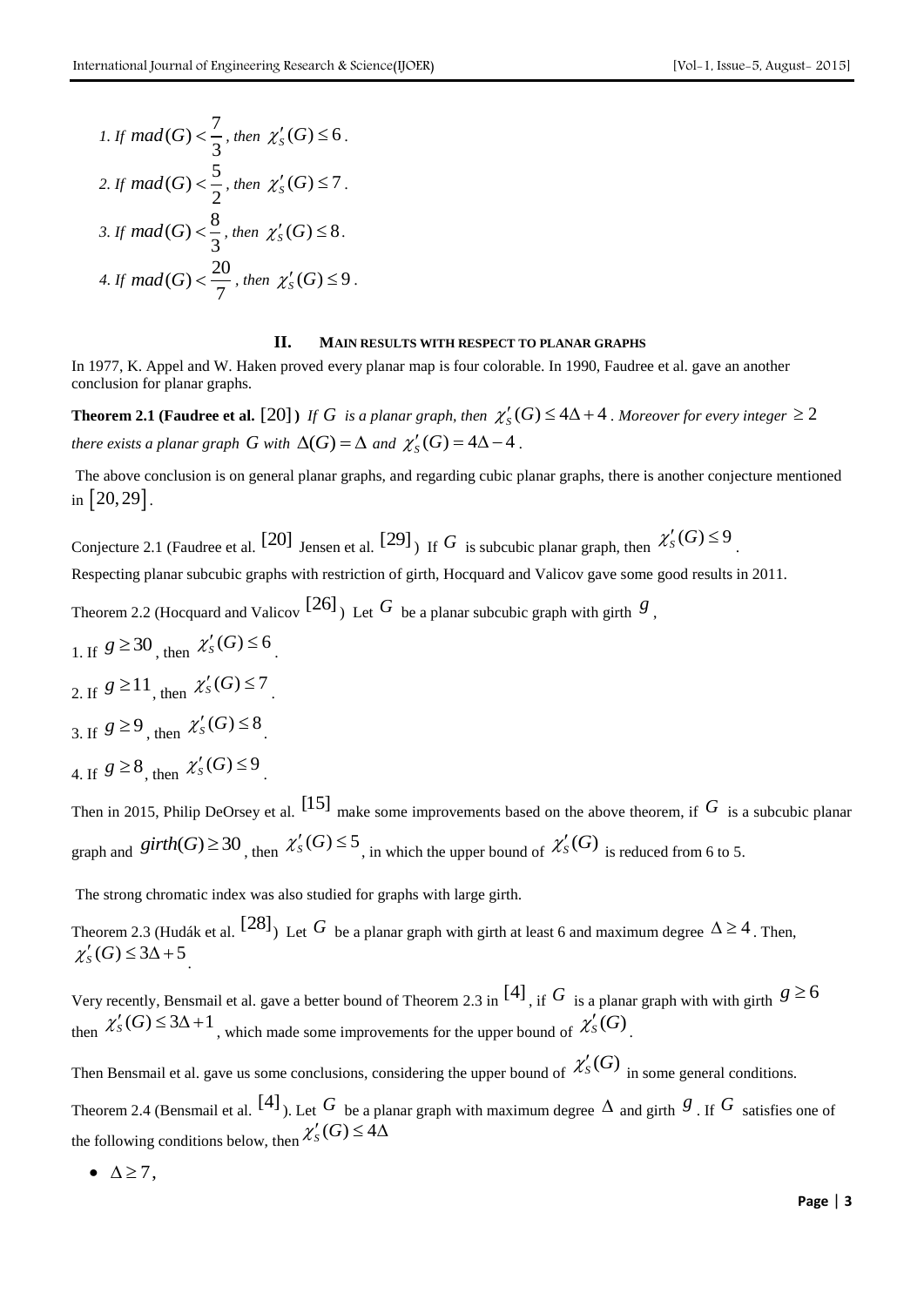1. If $mad(G) < \frac{7}{3}$, then $\chi'_S(G) \le 6$.

2. If $mad(G) < \frac{5}{2}$, then $\chi'_S(G) \le 7$.

3. If $mad(G) < \frac{8}{3}$, then $\chi'_S(G) \le 8$.

4. If $mad(G) < \frac{20}{7}$, then $\chi'_S(G) \le 9$.

## II. MAIN RESULTS WITH RESPECT TO PLANAR GRAPHS

In 1977, K. Appel and W. Haken proved every planar map is four colorable. In 1990, Faudree et al. gave an another conclusion for planar graphs.

**Theorem 2.1 (Faudree et al. [20])** *If $G$ is a planar graph, then $\chi'_S(G) \le 4\Delta + 4$. Moreover for every integer $\ge 2$ there exists a planar graph $G$ with $\Delta(G) = \Delta$ and $\chi'_S(G) = 4\Delta - 4$.*

The above conclusion is on general planar graphs, and regarding cubic planar graphs, there is another conjecture mentioned in $[20, 29]$.

Conjecture 2.1 (Faudree et al. [20] Jensen et al. [29]) If $G$ is subcubic planar graph, then $\chi'_S(G) \le 9$.

Respecting planar subcubic graphs with restriction of girth, Hocquard and Valicov gave some good results in 2011.

Theorem 2.2 (Hocquard and Valicov [26]) Let $G$ be a planar subcubic graph with girth $g$,

1. If $g \ge 30$, then $\chi'_S(G) \le 6$.
2. If $g \ge 11$, then $\chi'_S(G) \le 7$.
3. If $g \ge 9$, then $\chi'_S(G) \le 8$.
4. If $g \ge 8$, then $\chi'_S(G) \le 9$.

Then in 2015, Philip DeOrsey et al. [15] make some improvements based on the above theorem, if $G$ is a subcubic planar graph and $girth(G) \ge 30$, then $\chi'_S(G) \le 5$, in which the upper bound of $\chi'_S(G)$ is reduced from 6 to 5.

The strong chromatic index was also studied for graphs with large girth.

Theorem 2.3 (Hudák et al. [28]) Let $G$ be a planar graph with girth at least 6 and maximum degree $\Delta \ge 4$. Then, $\chi'_S(G) \le 3\Delta + 5$.

Very recently, Bensmail et al. gave a better bound of Theorem 2.3 in [4], if $G$ is a planar graph with with girth $g \ge 6$ then $\chi'_S(G) \le 3\Delta + 1$, which made some improvements for the upper bound of $\chi'_S(G)$.

Then Bensmail et al. gave us some conclusions, considering the upper bound of $\chi'_S(G)$ in some general conditions.

Theorem 2.4 (Bensmail et al. [4]). Let $G$ be a planar graph with maximum degree $\Delta$ and girth $g$. If $G$ satisfies one of the following conditions below, then $\chi'_S(G) \le 4\Delta$

- $\Delta \ge 7$,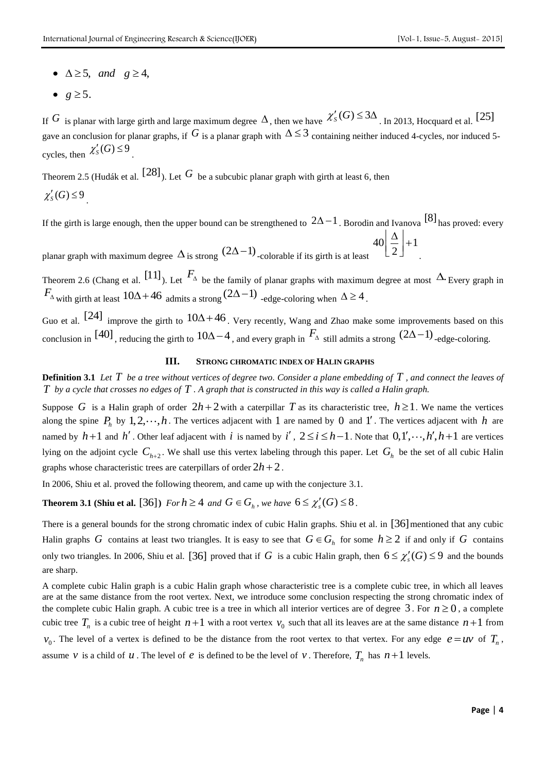- $\Delta \geq 5$, *and* $g \geq 4$,
- $g \geq 5$.

If $G$ is planar with large girth and large maximum degree $\Delta$, then we have $\chi'_S(G) \leq 3\Delta$. In 2013, Hocquard et al. [25] gave an conclusion for planar graphs, if $G$ is a planar graph with $\Delta \leq 3$ containing neither induced 4-cycles, nor induced 5-cycles, then $\chi'_S(G) \leq 9$.

Theorem 2.5 (Hudák et al. [28]). Let $G$ be a subcubic planar graph with girth at least 6, then $\chi'_S(G) \leq 9$.

If the girth is large enough, then the upper bound can be strengthened to $2\Delta - 1$. Borodin and Ivanova [8] has proved: every planar graph with maximum degree $\Delta$ is strong $(2\Delta-1)$-colorable if its girth is at least $40\left\lfloor \frac{\Delta}{2} \right\rfloor + 1$.

Theorem 2.6 (Chang et al. [11]). Let $F_\Delta$ be the family of planar graphs with maximum degree at most $\Delta$. Every graph in $F_\Delta$ with girth at least $10\Delta + 46$ admits a strong $(2\Delta-1)$-edge-coloring when $\Delta \geq 4$.

Guo et al. [24] improve the girth to $10\Delta + 46$. Very recently, Wang and Zhao make some improvements based on this conclusion in [40], reducing the girth to $10\Delta - 4$, and every graph in $F_\Delta$ still admits a strong $(2\Delta-1)$-edge-coloring.

## III. STRONG CHROMATIC INDEX OF HALIN GRAPHS

**Definition 3.1** *Let $T$ be a tree without vertices of degree two. Consider a plane embedding of $T$, and connect the leaves of $T$ by a cycle that crosses no edges of $T$. A graph that is constructed in this way is called a Halin graph.*

Suppose $G$ is a Halin graph of order $2h+2$ with a caterpillar $T$ as its characteristic tree, $h \geq 1$. We name the vertices along the spine $P_h$ by $1, 2, \cdots, h$. The vertices adjacent with $1$ are named by $0$ and $1'$. The vertices adjacent with $h$ are named by $h+1$ and $h'$. Other leaf adjacent with $i$ is named by $i'$, $2 \leq i \leq h-1$. Note that $0, 1', \cdots, h', h+1$ are vertices lying on the adjoint cycle $C_{h+2}$. We shall use this vertex labeling through this paper. Let $G_h$ be the set of all cubic Halin graphs whose characteristic trees are caterpillars of order $2h+2$.

In 2006, Shiu et al. proved the following theorem, and came up with the conjecture 3.1.

**Theorem 3.1 (Shiu et al. [36])** *For $h \geq 4$ and $G \in G_h$, we have $6 \leq \chi'_s(G) \leq 8$.*

There is a general bounds for the strong chromatic index of cubic Halin graphs. Shiu et al. in [36] mentioned that any cubic Halin graphs $G$ contains at least two triangles. It is easy to see that $G \in G_h$ for some $h \geq 2$ if and only if $G$ contains only two triangles. In 2006, Shiu et al. [36] proved that if $G$ is a cubic Halin graph, then $6 \leq \chi'_s(G) \leq 9$ and the bounds are sharp.

A complete cubic Halin graph is a cubic Halin graph whose characteristic tree is a complete cubic tree, in which all leaves are at the same distance from the root vertex. Next, we introduce some conclusion respecting the strong chromatic index of the complete cubic Halin graph. A cubic tree is a tree in which all interior vertices are of degree $3$. For $n \geq 0$, a complete cubic tree $T_n$ is a cubic tree of height $n+1$ with a root vertex $v_0$ such that all its leaves are at the same distance $n+1$ from $v_0$. The level of a vertex is defined to be the distance from the root vertex to that vertex. For any edge $e = uv$ of $T_n$, assume $v$ is a child of $u$. The level of $e$ is defined to be the level of $v$. Therefore, $T_n$ has $n+1$ levels.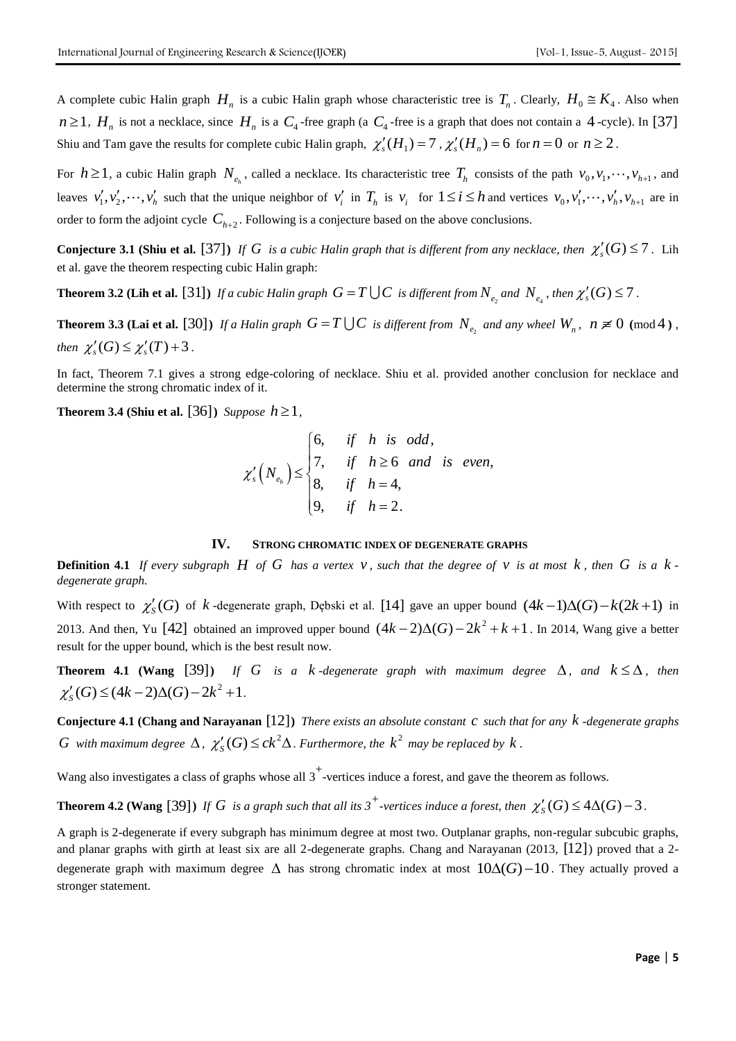A complete cubic Halin graph $H_n$ is a cubic Halin graph whose characteristic tree is $T_n$. Clearly, $H_0 \cong K_4$. Also when $n \geq 1$, $H_n$ is not a necklace, since $H_n$ is a $C_4$-free graph (a $C_4$-free is a graph that does not contain a 4-cycle). In [37] Shiu and Tam gave the results for complete cubic Halin graph, $\chi_s'(H_1) = 7$, $\chi_s'(H_n) = 6$ for $n = 0$ or $n \geq 2$.

For $h \geq 1$, a cubic Halin graph $N_{e_h}$, called a necklace. Its characteristic tree $T_h$ consists of the path $v_0, v_1, \cdots, v_{h+1}$, and leaves $v_1', v_2', \cdots, v_h'$ such that the unique neighbor of $v_i'$ in $T_h$ is $v_i$ for $1 \leq i \leq h$ and vertices $v_0, v_1', \cdots, v_h', v_{h+1}$ are in order to form the adjoint cycle $C_{h+2}$. Following is a conjecture based on the above conclusions.

**Conjecture 3.1 (Shiu et al. [37])** *If $G$ is a cubic Halin graph that is different from any necklace, then $\chi_s'(G) \leq 7$.* Lih et al. gave the theorem respecting cubic Halin graph:

**Theorem 3.2 (Lih et al. [31])** *If a cubic Halin graph $G = T \bigcup C$ is different from $N_{e_2}$ and $N_{e_4}$, then $\chi_s'(G) \leq 7$.*

**Theorem 3.3 (Lai et al. [30])** *If a Halin graph $G = T \bigcup C$ is different from $N_{e_2}$ and any wheel $W_n$, $n \not\equiv 0 \pmod 4$, then $\chi_s'(G) \leq \chi_s'(T) + 3$.*

In fact, Theorem 7.1 gives a strong edge-coloring of necklace. Shiu et al. provided another conclusion for necklace and determine the strong chromatic index of it.

**Theorem 3.4 (Shiu et al. [36])** *Suppose $h \geq 1$,*

$$\chi_s'\left(N_{e_h}\right) \leq \begin{cases} 6, & if \quad h \quad is \quad odd, \\ 7, & if \quad h \geq 6 \quad and \quad is \quad even, \\ 8, & if \quad h = 4, \\ 9, & if \quad h = 2. \end{cases}$$

## IV. STRONG CHROMATIC INDEX OF DEGENERATE GRAPHS

**Definition 4.1** *If every subgraph $H$ of $G$ has a vertex $v$, such that the degree of $v$ is at most $k$, then $G$ is a $k$-degenerate graph.*

With respect to $\chi_S'(G)$ of $k$-degenerate graph, Dębski et al. [14] gave an upper bound $(4k-1)\Delta(G) - k(2k+1)$ in 2013. And then, Yu [42] obtained an improved upper bound $(4k-2)\Delta(G) - 2k^2 + k + 1$. In 2014, Wang give a better result for the upper bound, which is the best result now.

**Theorem 4.1 (Wang [39])** *If $G$ is a $k$-degenerate graph with maximum degree $\Delta$, and $k \leq \Delta$, then $\chi_S'(G) \leq (4k-2)\Delta(G) - 2k^2 + 1$.*

**Conjecture 4.1 (Chang and Narayanan [12])** *There exists an absolute constant $c$ such that for any $k$-degenerate graphs $G$ with maximum degree $\Delta$, $\chi_S'(G) \leq ck^2\Delta$. Furthermore, the $k^2$ may be replaced by $k$.*

Wang also investigates a class of graphs whose all $3^+$-vertices induce a forest, and gave the theorem as follows.

**Theorem 4.2 (Wang [39])** *If $G$ is a graph such that all its $3^+$-vertices induce a forest, then $\chi_S'(G) \leq 4\Delta(G) - 3$.*

A graph is 2-degenerate if every subgraph has minimum degree at most two. Outplanar graphs, non-regular subcubic graphs, and planar graphs with girth at least six are all 2-degenerate graphs. Chang and Narayanan (2013, [12]) proved that a 2-degenerate graph with maximum degree $\Delta$ has strong chromatic index at most $10\Delta(G) - 10$. They actually proved a stronger statement.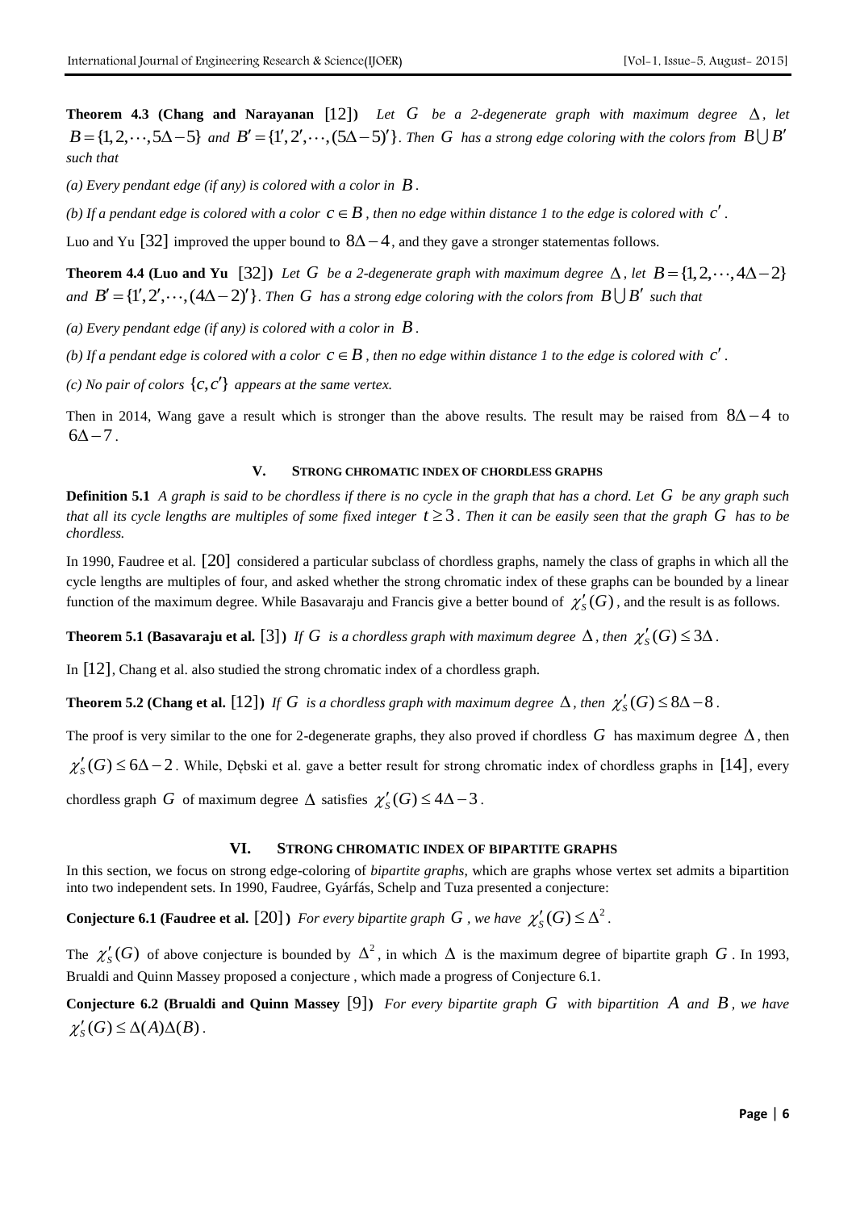**Theorem 4.3 (Chang and Narayanan [12])** *Let $G$ be a 2-degenerate graph with maximum degree $\Delta$, let $B=\{1,2,\cdots,5\Delta-5\}$ and $B'=\{1',2',\cdots,(5\Delta-5)'\}$. Then $G$ has a strong edge coloring with the colors from $B\bigcup B'$ such that*

*(a) Every pendant edge (if any) is colored with a color in $B$.*

*(b) If a pendant edge is colored with a color $c\in B$, then no edge within distance 1 to the edge is colored with $c'$.*

Luo and Yu [32] improved the upper bound to $8\Delta-4$, and they gave a stronger statementas follows.

**Theorem 4.4 (Luo and Yu [32])** *Let $G$ be a 2-degenerate graph with maximum degree $\Delta$, let $B=\{1,2,\cdots,4\Delta-2\}$ and $B'=\{1',2',\cdots,(4\Delta-2)'\}$. Then $G$ has a strong edge coloring with the colors from $B\bigcup B'$ such that*

*(a) Every pendant edge (if any) is colored with a color in $B$.*

*(b) If a pendant edge is colored with a color $c\in B$, then no edge within distance 1 to the edge is colored with $c'$.*

*(c) No pair of colors $\{c,c'\}$ appears at the same vertex.*

Then in 2014, Wang gave a result which is stronger than the above results. The result may be raised from $8\Delta-4$ to $6\Delta-7$.

## V. STRONG CHROMATIC INDEX OF CHORDLESS GRAPHS

**Definition 5.1** *A graph is said to be chordless if there is no cycle in the graph that has a chord. Let $G$ be any graph such that all its cycle lengths are multiples of some fixed integer $t\geq 3$. Then it can be easily seen that the graph $G$ has to be chordless.*

In 1990, Faudree et al. [20] considered a particular subclass of chordless graphs, namely the class of graphs in which all the cycle lengths are multiples of four, and asked whether the strong chromatic index of these graphs can be bounded by a linear function of the maximum degree. While Basavaraju and Francis give a better bound of $\chi_S'(G)$, and the result is as follows.

**Theorem 5.1 (Basavaraju et al. [3])** *If $G$ is a chordless graph with maximum degree $\Delta$, then $\chi_S'(G)\leq 3\Delta$.*

In [12], Chang et al. also studied the strong chromatic index of a chordless graph.

**Theorem 5.2 (Chang et al. [12])** *If $G$ is a chordless graph with maximum degree $\Delta$, then $\chi_S'(G)\leq 8\Delta-8$.*

The proof is very similar to the one for 2-degenerate graphs, they also proved if chordless $G$ has maximum degree $\Delta$, then $\chi_S'(G)\leq 6\Delta-2$. While, Dębski et al. gave a better result for strong chromatic index of chordless graphs in [14], every chordless graph $G$ of maximum degree $\Delta$ satisfies $\chi_S'(G)\leq 4\Delta-3$.

## VI. STRONG CHROMATIC INDEX OF BIPARTITE GRAPHS

In this section, we focus on strong edge-coloring of *bipartite graphs*, which are graphs whose vertex set admits a bipartition into two independent sets. In 1990, Faudree, Gyárfás, Schelp and Tuza presented a conjecture:

**Conjecture 6.1 (Faudree et al. [20])** *For every bipartite graph $G$, we have $\chi_S'(G)\leq\Delta^2$.*

The $\chi_S'(G)$ of above conjecture is bounded by $\Delta^2$, in which $\Delta$ is the maximum degree of bipartite graph $G$. In 1993, Brualdi and Quinn Massey proposed a conjecture , which made a progress of Conjecture 6.1.

**Conjecture 6.2 (Brualdi and Quinn Massey [9])** *For every bipartite graph $G$ with bipartition $A$ and $B$, we have $\chi_S'(G)\leq\Delta(A)\Delta(B)$.*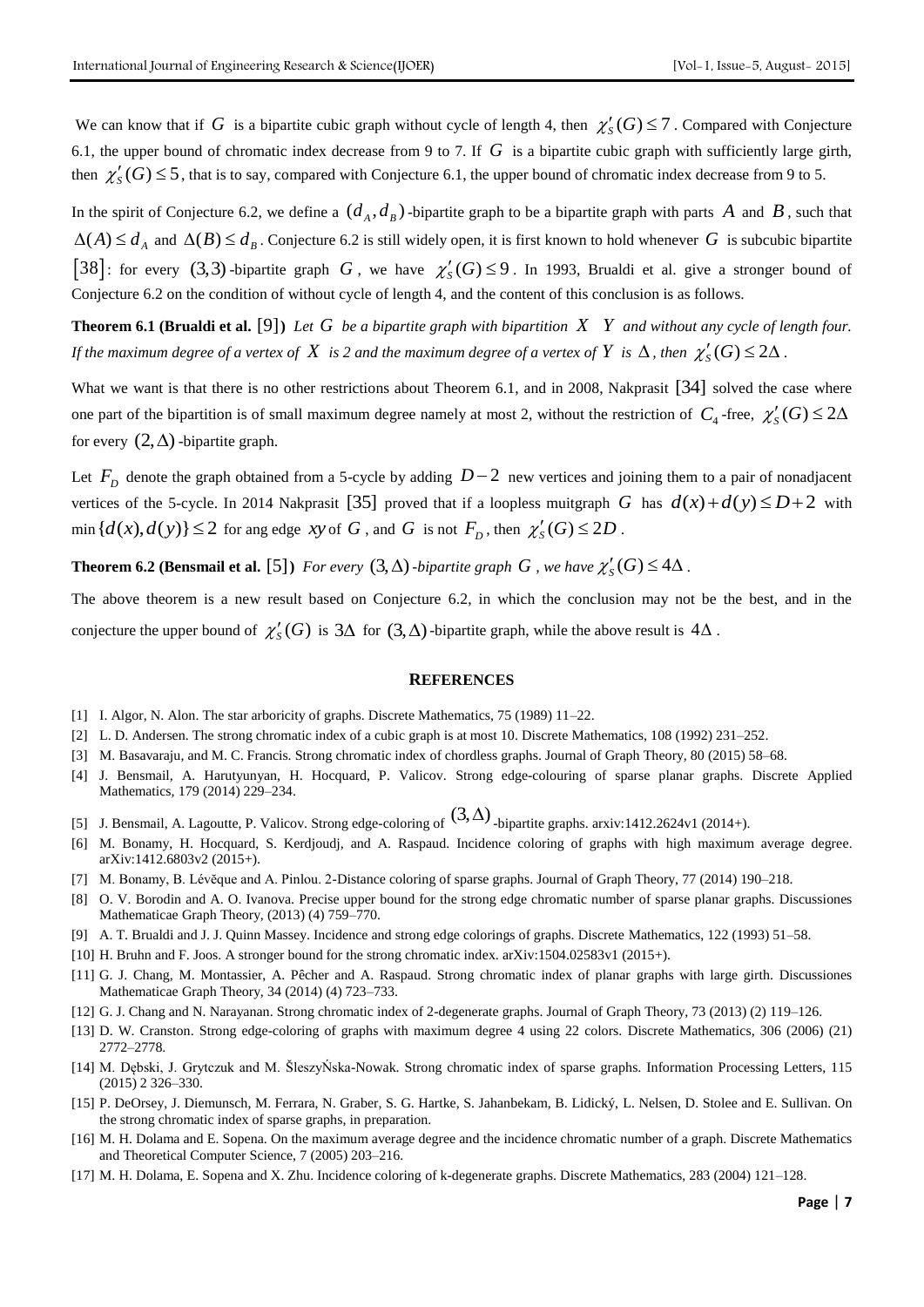We can know that if $G$ is a bipartite cubic graph without cycle of length 4, then $\chi'_S(G) \le 7$. Compared with Conjecture 6.1, the upper bound of chromatic index decrease from 9 to 7. If $G$ is a bipartite cubic graph with sufficiently large girth, then $\chi'_S(G) \le 5$, that is to say, compared with Conjecture 6.1, the upper bound of chromatic index decrease from 9 to 5.

In the spirit of Conjecture 6.2, we define a $(d_A, d_B)$-bipartite graph to be a bipartite graph with parts $A$ and $B$, such that $\Delta(A) \le d_A$ and $\Delta(B) \le d_B$. Conjecture 6.2 is still widely open, it is first known to hold whenever $G$ is subcubic bipartite [38]: for every $(3,3)$-bipartite graph $G$, we have $\chi'_S(G) \le 9$. In 1993, Brualdi et al. give a stronger bound of Conjecture 6.2 on the condition of without cycle of length 4, and the content of this conclusion is as follows.

**Theorem 6.1 (Brualdi et al. [9])** *Let $G$ be a bipartite graph with bipartition $X$ $Y$ and without any cycle of length four. If the maximum degree of a vertex of $X$ is 2 and the maximum degree of a vertex of $Y$ is $\Delta$, then $\chi'_S(G) \le 2\Delta$.*

What we want is that there is no other restrictions about Theorem 6.1, and in 2008, Nakprasit [34] solved the case where one part of the bipartition is of small maximum degree namely at most 2, without the restriction of $C_4$-free, $\chi'_S(G) \le 2\Delta$ for every $(2,\Delta)$-bipartite graph.

Let $F_D$ denote the graph obtained from a 5-cycle by adding $D-2$ new vertices and joining them to a pair of nonadjacent vertices of the 5-cycle. In 2014 Nakprasit [35] proved that if a loopless muitgraph $G$ has $d(x)+d(y) \le D+2$ with $\min\{d(x), d(y)\} \le 2$ for ang edge $xy$ of $G$, and $G$ is not $F_D$, then $\chi'_S(G) \le 2D$.

**Theorem 6.2 (Bensmail et al. [5])** *For every $(3,\Delta)$-bipartite graph $G$, we have $\chi'_S(G) \le 4\Delta$.*

The above theorem is a new result based on Conjecture 6.2, in which the conclusion may not be the best, and in the conjecture the upper bound of $\chi'_S(G)$ is $3\Delta$ for $(3,\Delta)$-bipartite graph, while the above result is $4\Delta$.

## REFERENCES

[1] I. Algor, N. Alon. The star arboricity of graphs. Discrete Mathematics, 75 (1989) 11–22.

[2] L. D. Andersen. The strong chromatic index of a cubic graph is at most 10. Discrete Mathematics, 108 (1992) 231–252.

[3] M. Basavaraju, and M. C. Francis. Strong chromatic index of chordless graphs. Journal of Graph Theory, 80 (2015) 58–68.

[4] J. Bensmail, A. Harutyunyan, H. Hocquard, P. Valicov. Strong edge-colouring of sparse planar graphs. Discrete Applied Mathematics, 179 (2014) 229–234.

[5] J. Bensmail, A. Lagoutte, P. Valicov. Strong edge-coloring of $(3,\Delta)$-bipartite graphs. arxiv:1412.2624v1 (2014+).

[6] M. Bonamy, H. Hocquard, S. Kerdjoudj, and A. Raspaud. Incidence coloring of graphs with high maximum average degree. arXiv:1412.6803v2 (2015+).

[7] M. Bonamy, B. Lévěque and A. Pinlou. 2-Distance coloring of sparse graphs. Journal of Graph Theory, 77 (2014) 190–218.

[8] O. V. Borodin and A. O. Ivanova. Precise upper bound for the strong edge chromatic number of sparse planar graphs. Discussiones Mathematicae Graph Theory, (2013) (4) 759–770.

[9] A. T. Brualdi and J. J. Quinn Massey. Incidence and strong edge colorings of graphs. Discrete Mathematics, 122 (1993) 51–58.

[10] H. Bruhn and F. Joos. A stronger bound for the strong chromatic index. arXiv:1504.02583v1 (2015+).

[11] G. J. Chang, M. Montassier, A. Pêcher and A. Raspaud. Strong chromatic index of planar graphs with large girth. Discussiones Mathematicae Graph Theory, 34 (2014) (4) 723–733.

[12] G. J. Chang and N. Narayanan. Strong chromatic index of 2-degenerate graphs. Journal of Graph Theory, 73 (2013) (2) 119–126.

[13] D. W. Cranston. Strong edge-coloring of graphs with maximum degree 4 using 22 colors. Discrete Mathematics, 306 (2006) (21) 2772–2778.

[14] M. Dębski, J. Grytczuk and M. ŠleszyŃska-Nowak. Strong chromatic index of sparse graphs. Information Processing Letters, 115 (2015) 2 326–330.

[15] P. DeOrsey, J. Diemunsch, M. Ferrara, N. Graber, S. G. Hartke, S. Jahanbekam, B. Lidický, L. Nelsen, D. Stolee and E. Sullivan. On the strong chromatic index of sparse graphs, in preparation.

[16] M. H. Dolama and E. Sopena. On the maximum average degree and the incidence chromatic number of a graph. Discrete Mathematics and Theoretical Computer Science, 7 (2005) 203–216.

[17] M. H. Dolama, E. Sopena and X. Zhu. Incidence coloring of k-degenerate graphs. Discrete Mathematics, 283 (2004) 121–128.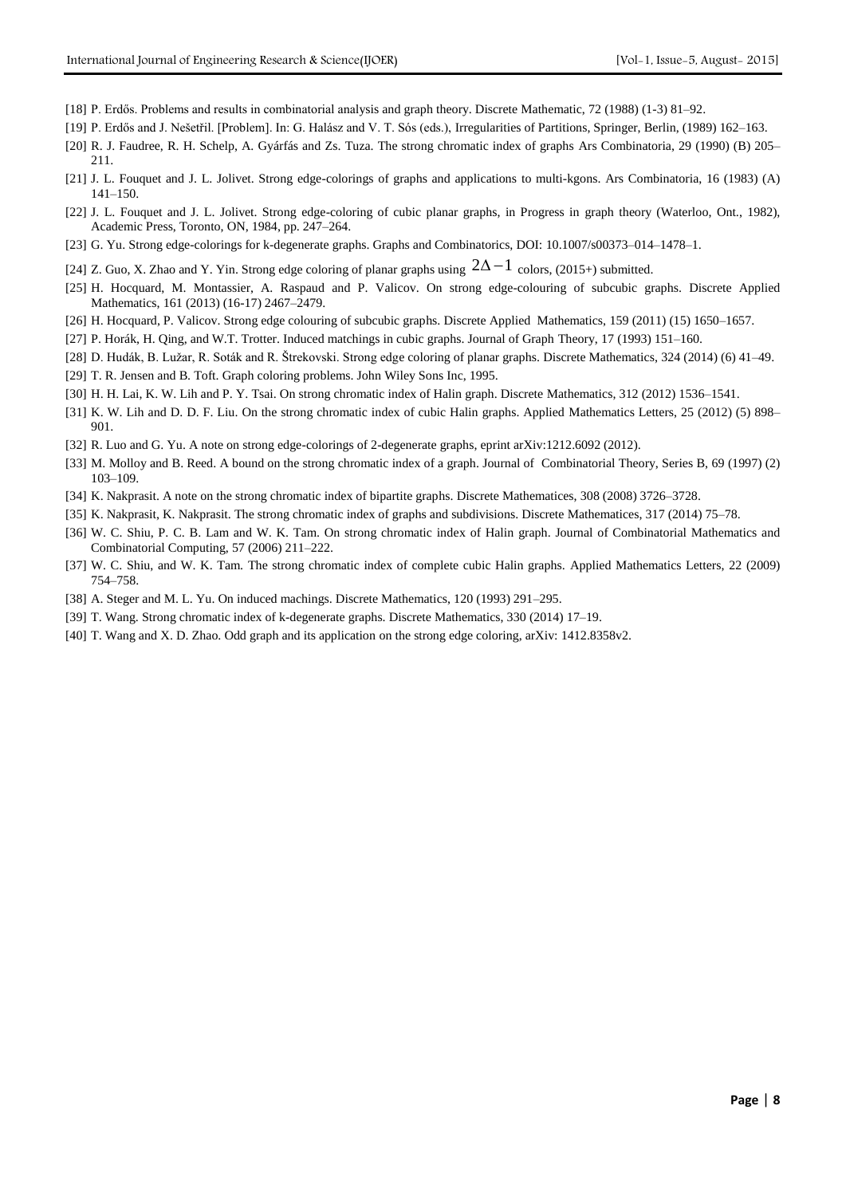[18] P. Erdős. Problems and results in combinatorial analysis and graph theory. Discrete Mathematic, 72 (1988) (1-3) 81–92.

[19] P. Erdős and J. Nešetřil. [Problem]. In: G. Halász and V. T. Sós (eds.), Irregularities of Partitions, Springer, Berlin, (1989) 162–163.

[20] R. J. Faudree, R. H. Schelp, A. Gyárfás and Zs. Tuza. The strong chromatic index of graphs Ars Combinatoria, 29 (1990) (B) 205–211.

[21] J. L. Fouquet and J. L. Jolivet. Strong edge-colorings of graphs and applications to multi-kgons. Ars Combinatoria, 16 (1983) (A) 141–150.

[22] J. L. Fouquet and J. L. Jolivet. Strong edge-coloring of cubic planar graphs, in Progress in graph theory (Waterloo, Ont., 1982), Academic Press, Toronto, ON, 1984, pp. 247–264.

[23] G. Yu. Strong edge-colorings for k-degenerate graphs. Graphs and Combinatorics, DOI: 10.1007/s00373–014–1478–1.

[24] Z. Guo, X. Zhao and Y. Yin. Strong edge coloring of planar graphs using $2\Delta-1$ colors, (2015+) submitted.

[25] H. Hocquard, M. Montassier, A. Raspaud and P. Valicov. On strong edge-colouring of subcubic graphs. Discrete Applied Mathematics, 161 (2013) (16-17) 2467–2479.

[26] H. Hocquard, P. Valicov. Strong edge colouring of subcubic graphs. Discrete Applied Mathematics, 159 (2011) (15) 1650–1657.

[27] P. Horák, H. Qing, and W.T. Trotter. Induced matchings in cubic graphs. Journal of Graph Theory, 17 (1993) 151–160.

[28] D. Hudák, B. Lužar, R. Soták and R. Škrekovski. Strong edge coloring of planar graphs. Discrete Mathematics, 324 (2014) (6) 41–49.

[29] T. R. Jensen and B. Toft. Graph coloring problems. John Wiley Sons Inc, 1995.

[30] H. H. Lai, K. W. Lih and P. Y. Tsai. On strong chromatic index of Halin graph. Discrete Mathematics, 312 (2012) 1536–1541.

[31] K. W. Lih and D. D. F. Liu. On the strong chromatic index of cubic Halin graphs. Applied Mathematics Letters, 25 (2012) (5) 898–901.

[32] R. Luo and G. Yu. A note on strong edge-colorings of 2-degenerate graphs, eprint arXiv:1212.6092 (2012).

[33] M. Molloy and B. Reed. A bound on the strong chromatic index of a graph. Journal of Combinatorial Theory, Series B, 69 (1997) (2) 103–109.

[34] K. Nakprasit. A note on the strong chromatic index of bipartite graphs. Discrete Mathematices, 308 (2008) 3726–3728.

[35] K. Nakprasit, K. Nakprasit. The strong chromatic index of graphs and subdivisions. Discrete Mathematices, 317 (2014) 75–78.

[36] W. C. Shiu, P. C. B. Lam and W. K. Tam. On strong chromatic index of Halin graph. Journal of Combinatorial Mathematics and Combinatorial Computing, 57 (2006) 211–222.

[37] W. C. Shiu, and W. K. Tam. The strong chromatic index of complete cubic Halin graphs. Applied Mathematics Letters, 22 (2009) 754–758.

[38] A. Steger and M. L. Yu. On induced machings. Discrete Mathematics, 120 (1993) 291–295.

[39] T. Wang. Strong chromatic index of k-degenerate graphs. Discrete Mathematics, 330 (2014) 17–19.

[40] T. Wang and X. D. Zhao. Odd graph and its application on the strong edge coloring, arXiv: 1412.8358v2.